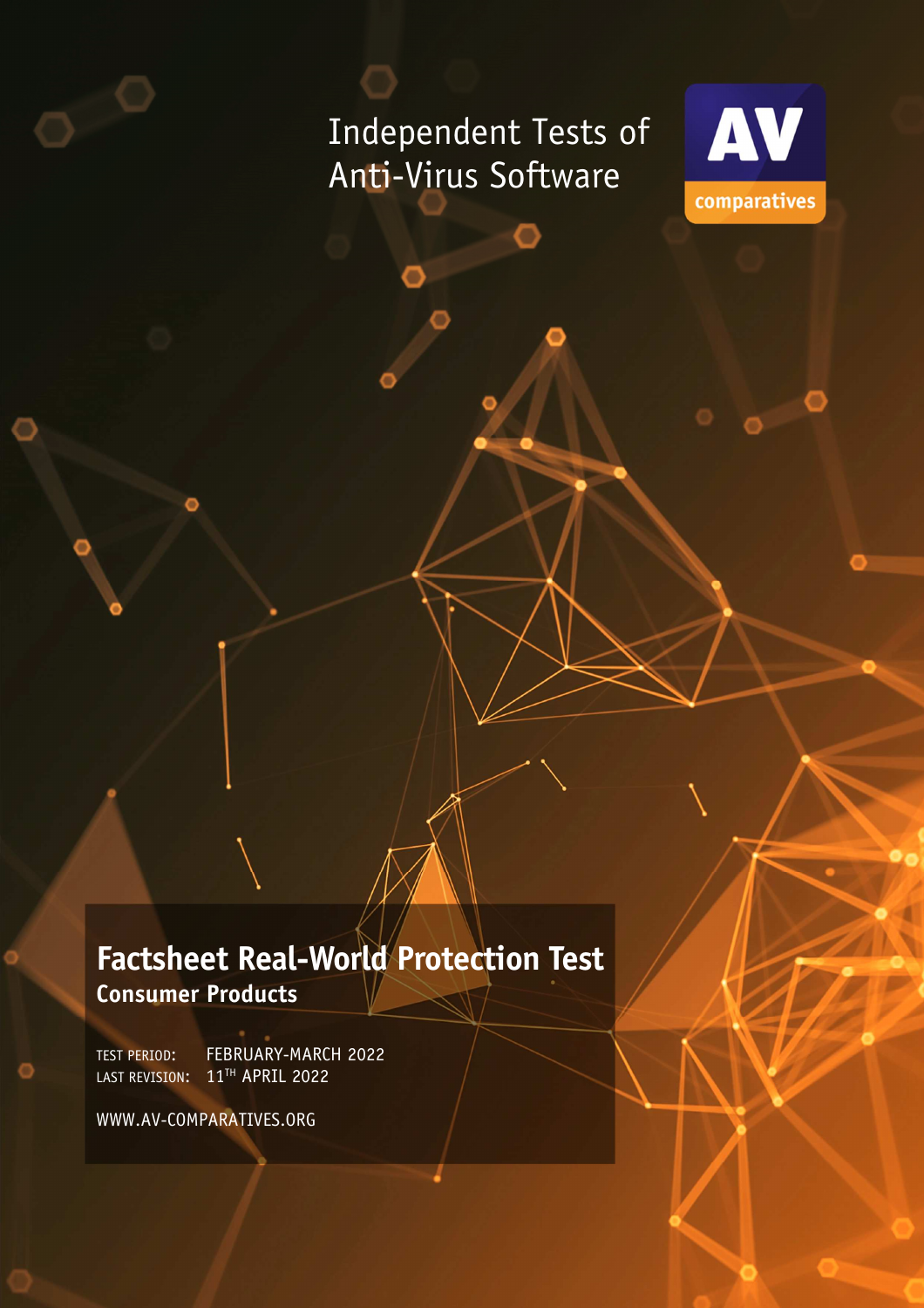Independent Tests of Anti-Virus Software

AV comparatives

# Factsheet Real-World Protection Test

## Consumer Products

TEST PERIOD: FEBRUARY-MARCH 2022
LAST REVISION: 11TH APRIL 2022

WWW.AV-COMPARATIVES.ORG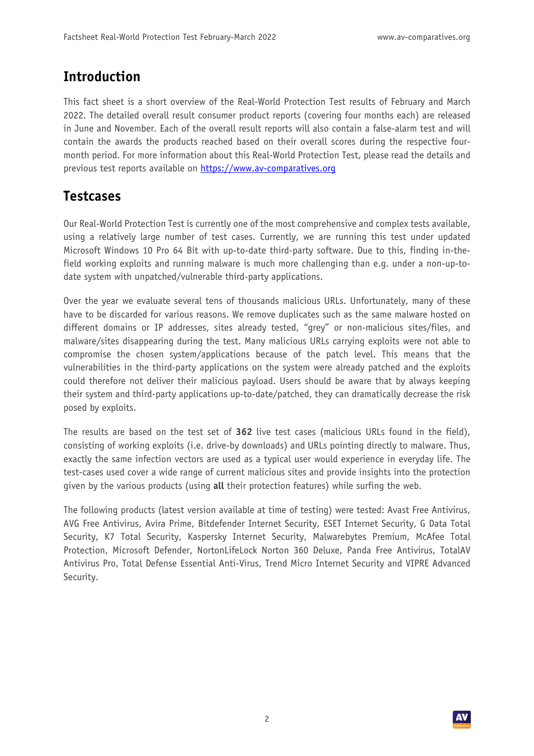## Introduction

This fact sheet is a short overview of the Real-World Protection Test results of February and March 2022. The detailed overall result consumer product reports (covering four months each) are released in June and November. Each of the overall result reports will also contain a false-alarm test and will contain the awards the products reached based on their overall scores during the respective four-month period. For more information about this Real-World Protection Test, please read the details and previous test reports available on [https://www.av-comparatives.org](https://www.av-comparatives.org)

## Testcases

Our Real-World Protection Test is currently one of the most comprehensive and complex tests available, using a relatively large number of test cases. Currently, we are running this test under updated Microsoft Windows 10 Pro 64 Bit with up-to-date third-party software. Due to this, finding in-the-field working exploits and running malware is much more challenging than e.g. under a non-up-to-date system with unpatched/vulnerable third-party applications.

Over the year we evaluate several tens of thousands malicious URLs. Unfortunately, many of these have to be discarded for various reasons. We remove duplicates such as the same malware hosted on different domains or IP addresses, sites already tested, "grey" or non-malicious sites/files, and malware/sites disappearing during the test. Many malicious URLs carrying exploits were not able to compromise the chosen system/applications because of the patch level. This means that the vulnerabilities in the third-party applications on the system were already patched and the exploits could therefore not deliver their malicious payload. Users should be aware that by always keeping their system and third-party applications up-to-date/patched, they can dramatically decrease the risk posed by exploits.

The results are based on the test set of **362** live test cases (malicious URLs found in the field), consisting of working exploits (i.e. drive-by downloads) and URLs pointing directly to malware. Thus, exactly the same infection vectors are used as a typical user would experience in everyday life. The test-cases used cover a wide range of current malicious sites and provide insights into the protection given by the various products (using **all** their protection features) while surfing the web.

The following products (latest version available at time of testing) were tested: Avast Free Antivirus, AVG Free Antivirus, Avira Prime, Bitdefender Internet Security, ESET Internet Security, G Data Total Security, K7 Total Security, Kaspersky Internet Security, Malwarebytes Premium, McAfee Total Protection, Microsoft Defender, NortonLifeLock Norton 360 Deluxe, Panda Free Antivirus, TotalAV Antivirus Pro, Total Defense Essential Anti-Virus, Trend Micro Internet Security and VIPRE Advanced Security.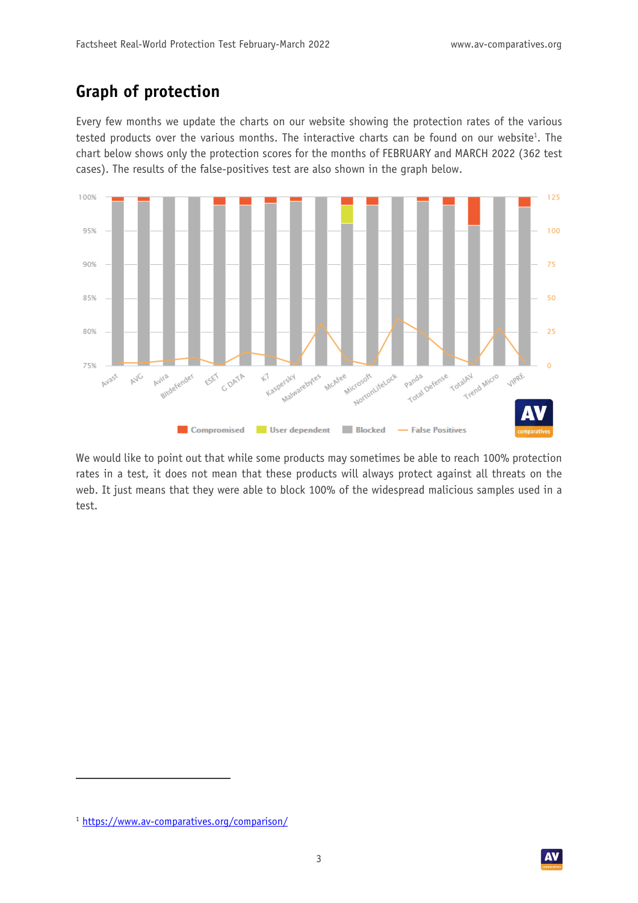## Graph of protection

Every few months we update the charts on our website showing the protection rates of the various tested products over the various months. The interactive charts can be found on our website[1]. The chart below shows only the protection scores for the months of FEBRUARY and MARCH 2022 (362 test cases). The results of the false-positives test are also shown in the graph below.

We would like to point out that while some products may sometimes be able to reach 100% protection rates in a test, it does not mean that these products will always protect against all threats on the web. It just means that they were able to block 100% of the widespread malicious samples used in a test.

[1] https://www.av-comparatives.org/comparison/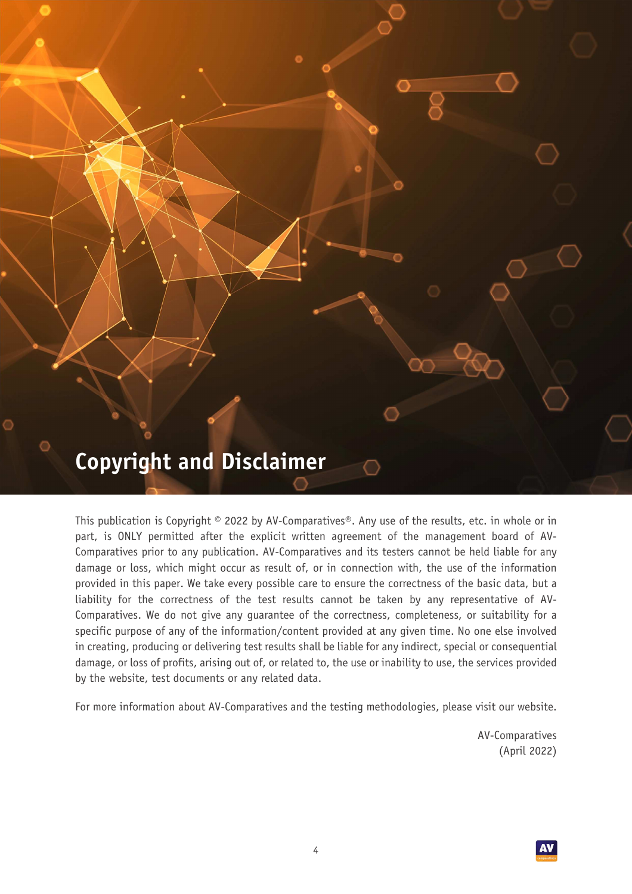# Copyright and Disclaimer

This publication is Copyright © 2022 by AV-Comparatives®. Any use of the results, etc. in whole or in part, is ONLY permitted after the explicit written agreement of the management board of AV-Comparatives prior to any publication. AV-Comparatives and its testers cannot be held liable for any damage or loss, which might occur as result of, or in connection with, the use of the information provided in this paper. We take every possible care to ensure the correctness of the basic data, but a liability for the correctness of the test results cannot be taken by any representative of AV-Comparatives. We do not give any guarantee of the correctness, completeness, or suitability for a specific purpose of any of the information/content provided at any given time. No one else involved in creating, producing or delivering test results shall be liable for any indirect, special or consequential damage, or loss of profits, arising out of, or related to, the use or inability to use, the services provided by the website, test documents or any related data.

For more information about AV-Comparatives and the testing methodologies, please visit our website.

AV-Comparatives
(April 2022)